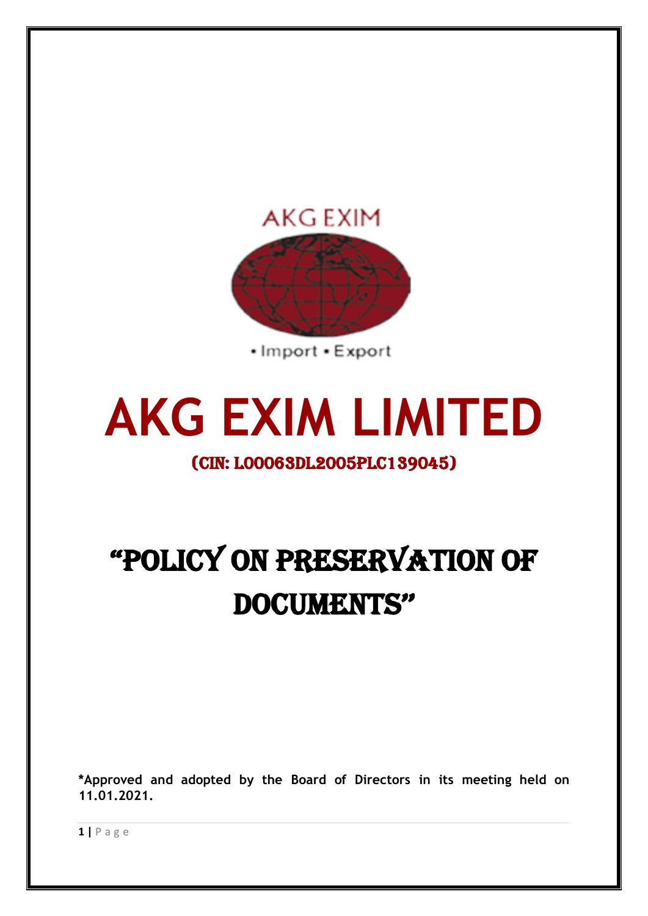AKG EXIM

• Import • Export

# AKG EXIM LIMITED

**(CIN: L00063DL2005PLC139045)**

# "POLICY ON PRESERVATION OF DOCUMENTS"

**\*Approved and adopted by the Board of Directors in its meeting held on 11.01.2021.**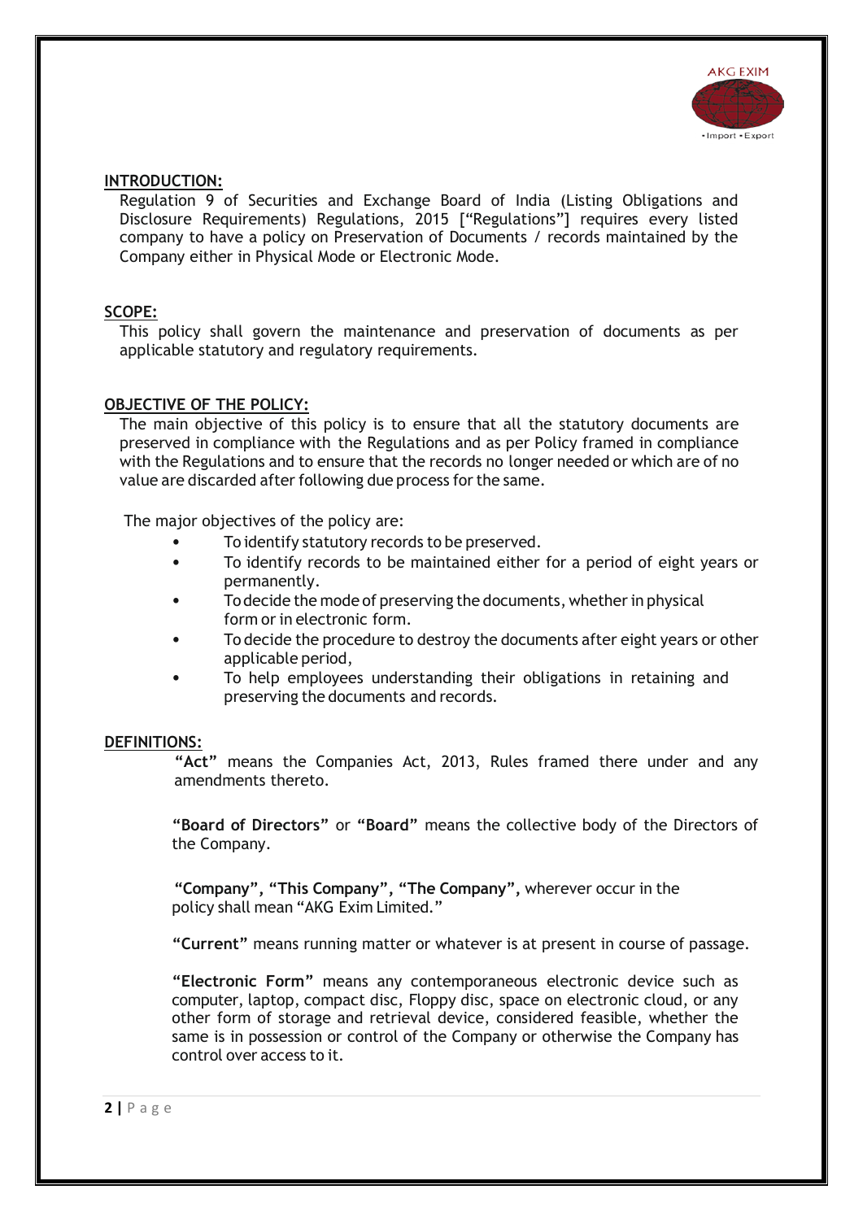## INTRODUCTION:

Regulation 9 of Securities and Exchange Board of India (Listing Obligations and Disclosure Requirements) Regulations, 2015 ["Regulations"] requires every listed company to have a policy on Preservation of Documents / records maintained by the Company either in Physical Mode or Electronic Mode.

## SCOPE:

This policy shall govern the maintenance and preservation of documents as per applicable statutory and regulatory requirements.

## OBJECTIVE OF THE POLICY:

The main objective of this policy is to ensure that all the statutory documents are preserved in compliance with the Regulations and as per Policy framed in compliance with the Regulations and to ensure that the records no longer needed or which are of no value are discarded after following due process for the same.

The major objectives of the policy are:

- To identify statutory records to be preserved.
- To identify records to be maintained either for a period of eight years or permanently.
- To decide the mode of preserving the documents, whether in physical form or in electronic form.
- To decide the procedure to destroy the documents after eight years or other applicable period,
- To help employees understanding their obligations in retaining and preserving the documents and records.

## DEFINITIONS:

**"Act"** means the Companies Act, 2013, Rules framed there under and any amendments thereto.

**"Board of Directors"** or **"Board"** means the collective body of the Directors of the Company.

**"Company", "This Company", "The Company",** wherever occur in the policy shall mean "AKG Exim Limited."

**"Current"** means running matter or whatever is at present in course of passage.

**"Electronic Form"** means any contemporaneous electronic device such as computer, laptop, compact disc, Floppy disc, space on electronic cloud, or any other form of storage and retrieval device, considered feasible, whether the same is in possession or control of the Company or otherwise the Company has control over access to it.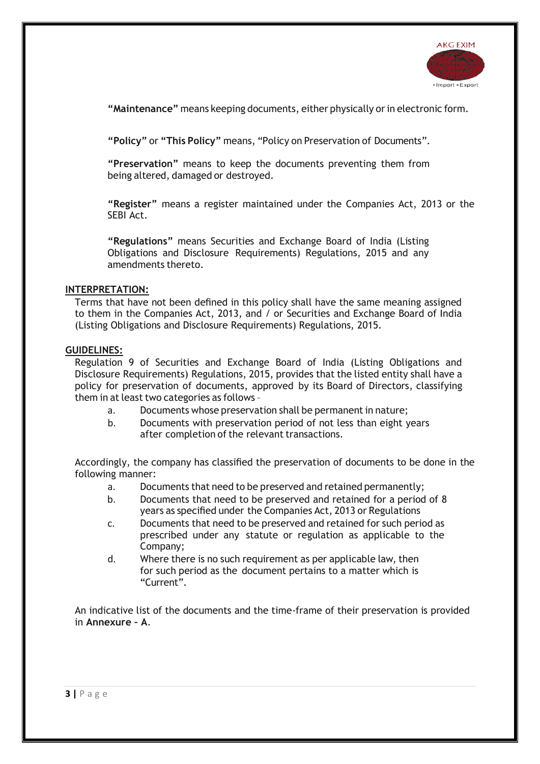**"Maintenance"** means keeping documents, either physically or in electronic form.

**"Policy"** or **"This Policy"** means, "Policy on Preservation of Documents".

**"Preservation"** means to keep the documents preventing them from being altered, damaged or destroyed.

**"Register"** means a register maintained under the Companies Act, 2013 or the SEBI Act.

**"Regulations"** means Securities and Exchange Board of India (Listing Obligations and Disclosure Requirements) Regulations, 2015 and any amendments thereto.

## INTERPRETATION:

Terms that have not been defined in this policy shall have the same meaning assigned to them in the Companies Act, 2013, and / or Securities and Exchange Board of India (Listing Obligations and Disclosure Requirements) Regulations, 2015.

## GUIDELINES:

Regulation 9 of Securities and Exchange Board of India (Listing Obligations and Disclosure Requirements) Regulations, 2015, provides that the listed entity shall have a policy for preservation of documents, approved by its Board of Directors, classifying them in at least two categories as follows –

a. Documents whose preservation shall be permanent in nature;
b. Documents with preservation period of not less than eight years after completion of the relevant transactions.

Accordingly, the company has classified the preservation of documents to be done in the following manner:

a. Documents that need to be preserved and retained permanently;
b. Documents that need to be preserved and retained for a period of 8 years as specified under the Companies Act, 2013 or Regulations
c. Documents that need to be preserved and retained for such period as prescribed under any statute or regulation as applicable to the Company;
d. Where there is no such requirement as per applicable law, then for such period as the document pertains to a matter which is "Current".

An indicative list of the documents and the time-frame of their preservation is provided in **Annexure – A**.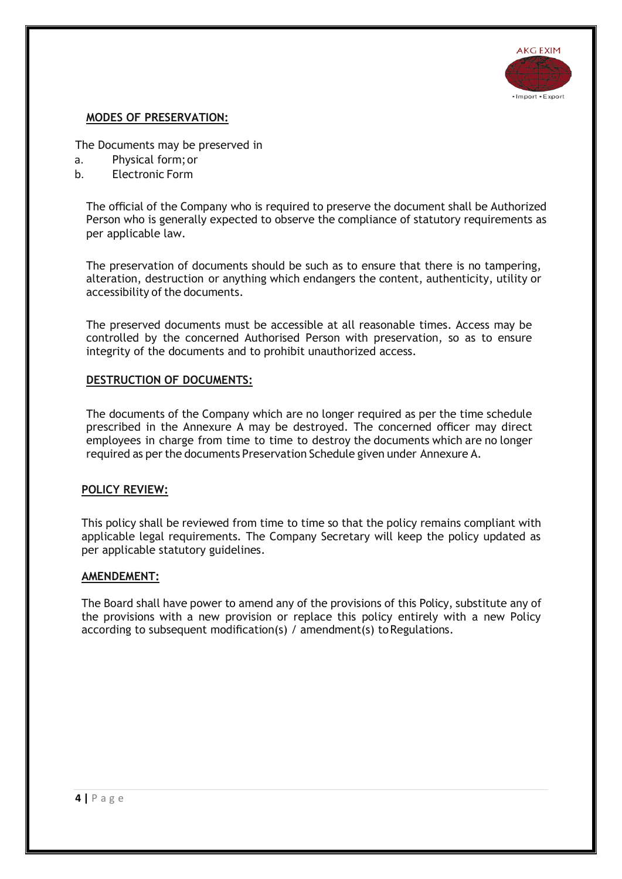**MODES OF PRESERVATION:**

The Documents may be preserved in

a. Physical form; or
b. Electronic Form

The official of the Company who is required to preserve the document shall be Authorized Person who is generally expected to observe the compliance of statutory requirements as per applicable law.

The preservation of documents should be such as to ensure that there is no tampering, alteration, destruction or anything which endangers the content, authenticity, utility or accessibility of the documents.

The preserved documents must be accessible at all reasonable times. Access may be controlled by the concerned Authorised Person with preservation, so as to ensure integrity of the documents and to prohibit unauthorized access.

**DESTRUCTION OF DOCUMENTS:**

The documents of the Company which are no longer required as per the time schedule prescribed in the Annexure A may be destroyed. The concerned officer may direct employees in charge from time to time to destroy the documents which are no longer required as per the documents Preservation Schedule given under Annexure A.

**POLICY REVIEW:**

This policy shall be reviewed from time to time so that the policy remains compliant with applicable legal requirements. The Company Secretary will keep the policy updated as per applicable statutory guidelines.

**AMENDEMENT:**

The Board shall have power to amend any of the provisions of this Policy, substitute any of the provisions with a new provision or replace this policy entirely with a new Policy according to subsequent modification(s) / amendment(s) to Regulations.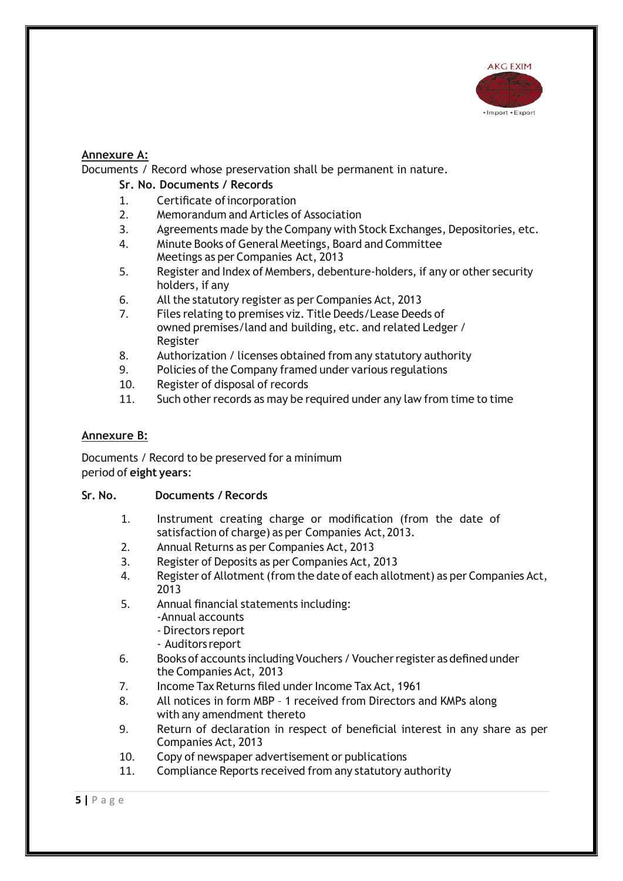## Annexure A:

Documents / Record whose preservation shall be permanent in nature.

| Sr. No. | Documents / Records |
|---|---|
| 1. | Certificate of incorporation |
| 2. | Memorandum and Articles of Association |
| 3. | Agreements made by the Company with Stock Exchanges, Depositories, etc. |
| 4. | Minute Books of General Meetings, Board and Committee Meetings as per Companies Act, 2013 |
| 5. | Register and Index of Members, debenture-holders, if any or other security holders, if any |
| 6. | All the statutory register as per Companies Act, 2013 |
| 7. | Files relating to premises viz. Title Deeds/Lease Deeds of owned premises/land and building, etc. and related Ledger / Register |
| 8. | Authorization / licenses obtained from any statutory authority |
| 9. | Policies of the Company framed under various regulations |
| 10. | Register of disposal of records |
| 11. | Such other records as may be required under any law from time to time |

## Annexure B:

Documents / Record to be preserved for a minimum period of **eight years**:

| Sr. No. | Documents / Records |
|---|---|
| 1. | Instrument creating charge or modification (from the date of satisfaction of charge) as per Companies Act, 2013. |
| 2. | Annual Returns as per Companies Act, 2013 |
| 3. | Register of Deposits as per Companies Act, 2013 |
| 4. | Register of Allotment (from the date of each allotment) as per Companies Act, 2013 |
| 5. | Annual financial statements including:<br>-Annual accounts<br>- Directors report<br>- Auditors report |
| 6. | Books of accounts including Vouchers / Voucher register as defined under the Companies Act, 2013 |
| 7. | Income Tax Returns filed under Income Tax Act, 1961 |
| 8. | All notices in form MBP – 1 received from Directors and KMPs along with any amendment thereto |
| 9. | Return of declaration in respect of beneficial interest in any share as per Companies Act, 2013 |
| 10. | Copy of newspaper advertisement or publications |
| 11. | Compliance Reports received from any statutory authority |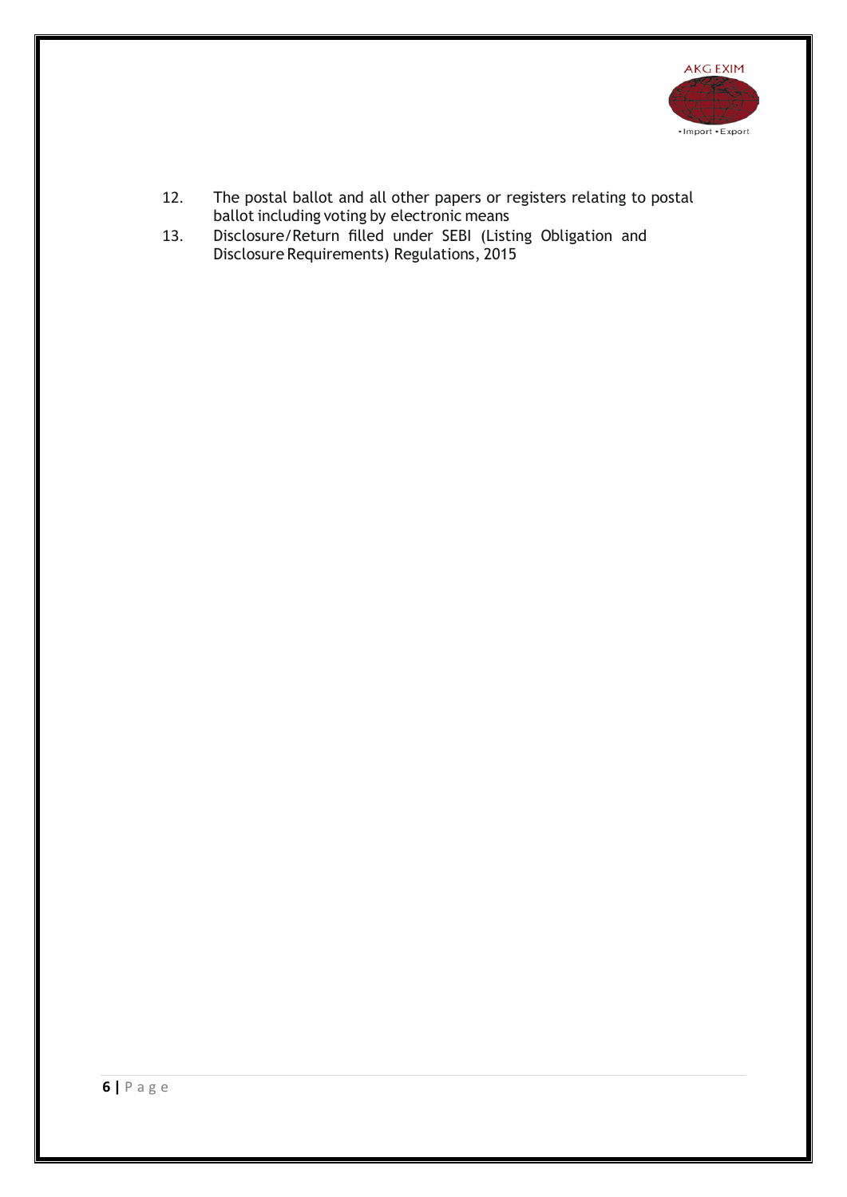12. The postal ballot and all other papers or registers relating to postal ballot including voting by electronic means
13. Disclosure/Return filled under SEBI (Listing Obligation and Disclosure Requirements) Regulations, 2015